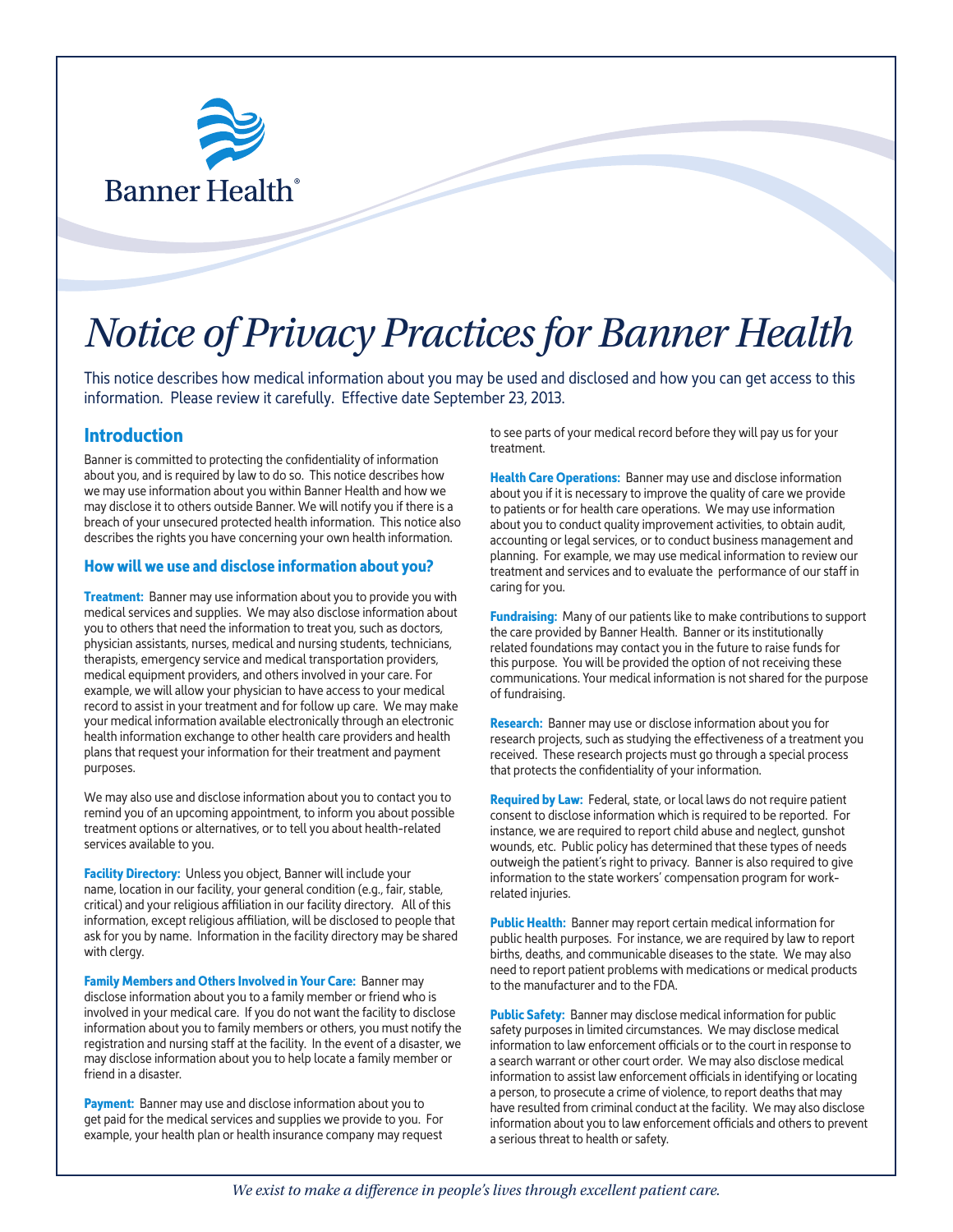Banner Health

# *Notice of Privacy Practices for Banner Health*

This notice describes how medical information about you may be used and disclosed and how you can get access to this information. Please review it carefully. Effective date September 23, 2013.

## Introduction

Banner is committed to protecting the confidentiality of information about you, and is required by law to do so. This notice describes how we may use information about you within Banner Health and how we may disclose it to others outside Banner. We will notify you if there is a breach of your unsecured protected health information. This notice also describes the rights you have concerning your own health information.

### How will we use and disclose information about you?

**Treatment:** Banner may use information about you to provide you with medical services and supplies. We may also disclose information about you to others that need the information to treat you, such as doctors, physician assistants, nurses, medical and nursing students, technicians, therapists, emergency service and medical transportation providers, medical equipment providers, and others involved in your care. For example, we will allow your physician to have access to your medical record to assist in your treatment and for follow up care. We may make your medical information available electronically through an electronic health information exchange to other health care providers and health plans that request your information for their treatment and payment purposes.

We may also use and disclose information about you to contact you to remind you of an upcoming appointment, to inform you about possible treatment options or alternatives, or to tell you about health-related services available to you.

**Facility Directory:** Unless you object, Banner will include your name, location in our facility, your general condition (e.g., fair, stable, critical) and your religious affiliation in our facility directory. All of this information, except religious affiliation, will be disclosed to people that ask for you by name. Information in the facility directory may be shared with clergy.

**Family Members and Others Involved in Your Care:** Banner may disclose information about you to a family member or friend who is involved in your medical care. If you do not want the facility to disclose information about you to family members or others, you must notify the registration and nursing staff at the facility. In the event of a disaster, we may disclose information about you to help locate a family member or friend in a disaster.

**Payment:** Banner may use and disclose information about you to get paid for the medical services and supplies we provide to you. For example, your health plan or health insurance company may request to see parts of your medical record before they will pay us for your treatment.

**Health Care Operations:** Banner may use and disclose information about you if it is necessary to improve the quality of care we provide to patients or for health care operations. We may use information about you to conduct quality improvement activities, to obtain audit, accounting or legal services, or to conduct business management and planning. For example, we may use medical information to review our treatment and services and to evaluate the performance of our staff in caring for you.

**Fundraising:** Many of our patients like to make contributions to support the care provided by Banner Health. Banner or its institutionally related foundations may contact you in the future to raise funds for this purpose. You will be provided the option of not receiving these communications. Your medical information is not shared for the purpose of fundraising.

**Research:** Banner may use or disclose information about you for research projects, such as studying the effectiveness of a treatment you received. These research projects must go through a special process that protects the confidentiality of your information.

**Required by Law:** Federal, state, or local laws do not require patient consent to disclose information which is required to be reported. For instance, we are required to report child abuse and neglect, gunshot wounds, etc. Public policy has determined that these types of needs outweigh the patient's right to privacy. Banner is also required to give information to the state workers' compensation program for work-related injuries.

**Public Health:** Banner may report certain medical information for public health purposes. For instance, we are required by law to report births, deaths, and communicable diseases to the state. We may also need to report patient problems with medications or medical products to the manufacturer and to the FDA.

**Public Safety:** Banner may disclose medical information for public safety purposes in limited circumstances. We may disclose medical information to law enforcement officials or to the court in response to a search warrant or other court order. We may also disclose medical information to assist law enforcement officials in identifying or locating a person, to prosecute a crime of violence, to report deaths that may have resulted from criminal conduct at the facility. We may also disclose information about you to law enforcement officials and others to prevent a serious threat to health or safety.

*We exist to make a difference in people's lives through excellent patient care.*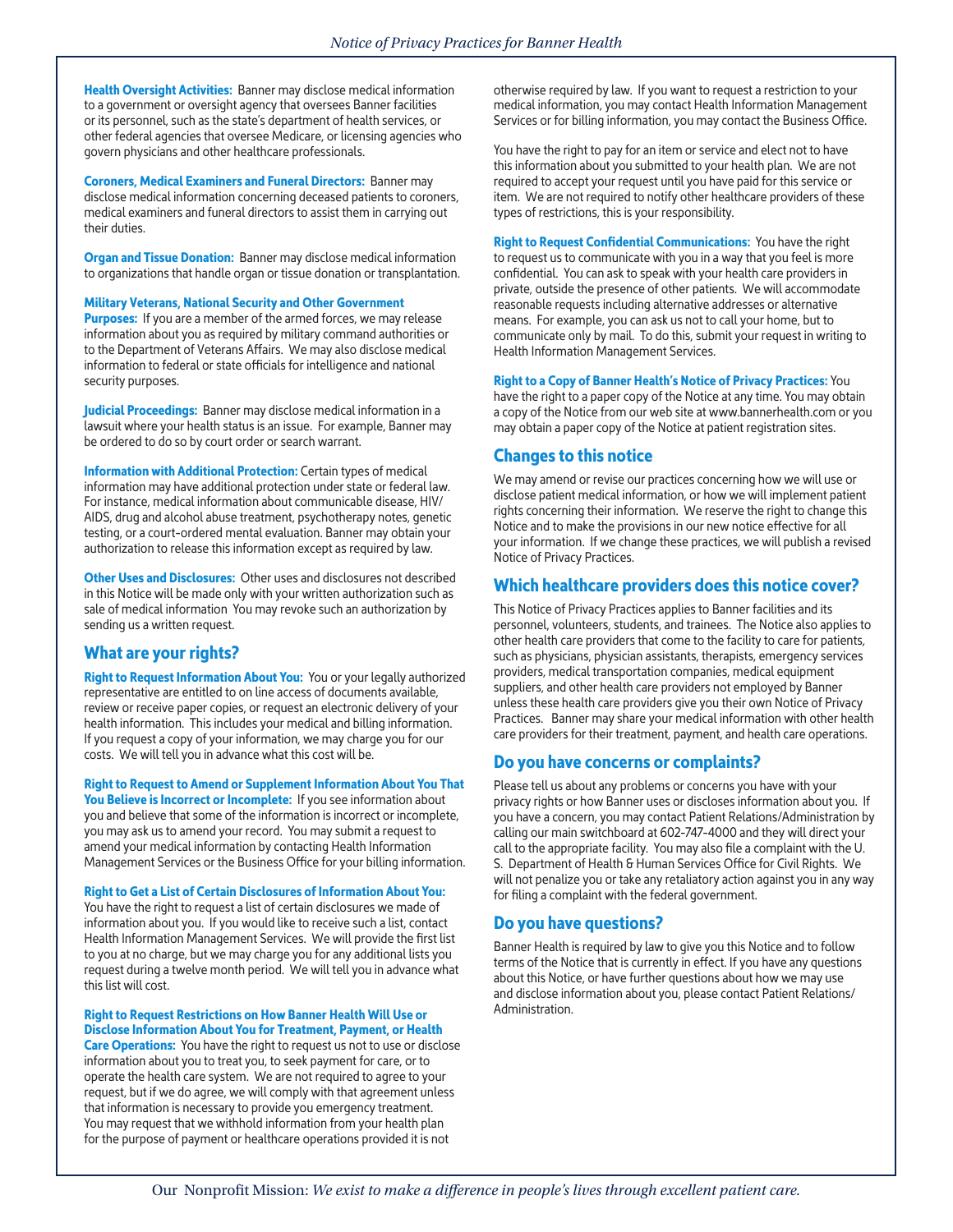**Health Oversight Activities:** Banner may disclose medical information to a government or oversight agency that oversees Banner facilities or its personnel, such as the state's department of health services, or other federal agencies that oversee Medicare, or licensing agencies who govern physicians and other healthcare professionals.

**Coroners, Medical Examiners and Funeral Directors:** Banner may disclose medical information concerning deceased patients to coroners, medical examiners and funeral directors to assist them in carrying out their duties.

**Organ and Tissue Donation:** Banner may disclose medical information to organizations that handle organ or tissue donation or transplantation.

**Military Veterans, National Security and Other Government Purposes:** If you are a member of the armed forces, we may release information about you as required by military command authorities or to the Department of Veterans Affairs. We may also disclose medical information to federal or state officials for intelligence and national security purposes.

**Judicial Proceedings:** Banner may disclose medical information in a lawsuit where your health status is an issue. For example, Banner may be ordered to do so by court order or search warrant.

**Information with Additional Protection:** Certain types of medical information may have additional protection under state or federal law. For instance, medical information about communicable disease, HIV/AIDS, drug and alcohol abuse treatment, psychotherapy notes, genetic testing, or a court-ordered mental evaluation. Banner may obtain your authorization to release this information except as required by law.

**Other Uses and Disclosures:** Other uses and disclosures not described in this Notice will be made only with your written authorization such as sale of medical information You may revoke such an authorization by sending us a written request.

## What are your rights?

**Right to Request Information About You:** You or your legally authorized representative are entitled to on line access of documents available, review or receive paper copies, or request an electronic delivery of your health information. This includes your medical and billing information. If you request a copy of your information, we may charge you for our costs. We will tell you in advance what this cost will be.

**Right to Request to Amend or Supplement Information About You That You Believe is Incorrect or Incomplete:** If you see information about you and believe that some of the information is incorrect or incomplete, you may ask us to amend your record. You may submit a request to amend your medical information by contacting Health Information Management Services or the Business Office for your billing information.

**Right to Get a List of Certain Disclosures of Information About You:** You have the right to request a list of certain disclosures we made of information about you. If you would like to receive such a list, contact Health Information Management Services. We will provide the first list to you at no charge, but we may charge you for any additional lists you request during a twelve month period. We will tell you in advance what this list will cost.

**Right to Request Restrictions on How Banner Health Will Use or Disclose Information About You for Treatment, Payment, or Health Care Operations:** You have the right to request us not to use or disclose information about you to treat you, to seek payment for care, or to operate the health care system. We are not required to agree to your request, but if we do agree, we will comply with that agreement unless that information is necessary to provide you emergency treatment. You may request that we withhold information from your health plan for the purpose of payment or healthcare operations provided it is not otherwise required by law. If you want to request a restriction to your medical information, you may contact Health Information Management Services or for billing information, you may contact the Business Office.

You have the right to pay for an item or service and elect not to have this information about you submitted to your health plan. We are not required to accept your request until you have paid for this service or item. We are not required to notify other healthcare providers of these types of restrictions, this is your responsibility.

**Right to Request Confidential Communications:** You have the right to request us to communicate with you in a way that you feel is more confidential. You can ask to speak with your health care providers in private, outside the presence of other patients. We will accommodate reasonable requests including alternative addresses or alternative means. For example, you can ask us not to call your home, but to communicate only by mail. To do this, submit your request in writing to Health Information Management Services.

**Right to a Copy of Banner Health's Notice of Privacy Practices:** You have the right to a paper copy of the Notice at any time. You may obtain a copy of the Notice from our web site at www.bannerhealth.com or you may obtain a paper copy of the Notice at patient registration sites.

## Changes to this notice

We may amend or revise our practices concerning how we will use or disclose patient medical information, or how we will implement patient rights concerning their information. We reserve the right to change this Notice and to make the provisions in our new notice effective for all your information. If we change these practices, we will publish a revised Notice of Privacy Practices.

## Which healthcare providers does this notice cover?

This Notice of Privacy Practices applies to Banner facilities and its personnel, volunteers, students, and trainees. The Notice also applies to other health care providers that come to the facility to care for patients, such as physicians, physician assistants, therapists, emergency services providers, medical transportation companies, medical equipment suppliers, and other health care providers not employed by Banner unless these health care providers give you their own Notice of Privacy Practices. Banner may share your medical information with other health care providers for their treatment, payment, and health care operations.

## Do you have concerns or complaints?

Please tell us about any problems or concerns you have with your privacy rights or how Banner uses or discloses information about you. If you have a concern, you may contact Patient Relations/Administration by calling our main switchboard at 602-747-4000 and they will direct your call to the appropriate facility. You may also file a complaint with the U. S. Department of Health & Human Services Office for Civil Rights. We will not penalize you or take any retaliatory action against you in any way for filing a complaint with the federal government.

## Do you have questions?

Banner Health is required by law to give you this Notice and to follow terms of the Notice that is currently in effect. If you have any questions about this Notice, or have further questions about how we may use and disclose information about you, please contact Patient Relations/Administration.

Our Nonprofit Mission: *We exist to make a difference in people's lives through excellent patient care.*